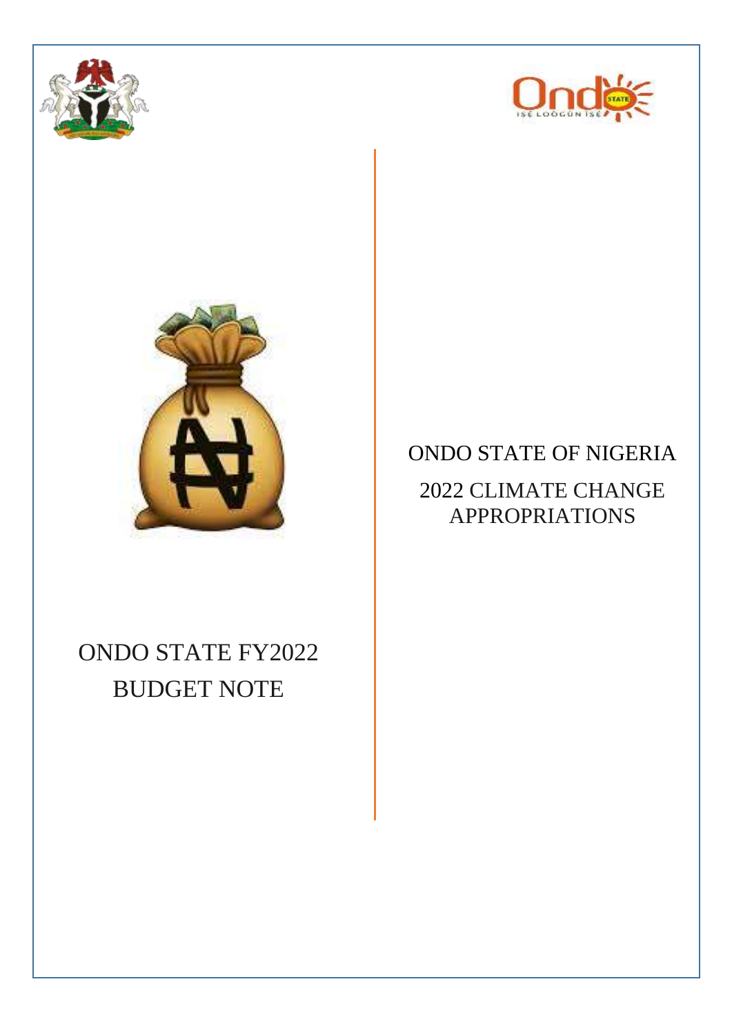# ONDO STATE OF NIGERIA

## 2022 CLIMATE CHANGE APPROPRIATIONS

# ONDO STATE FY2022 BUDGET NOTE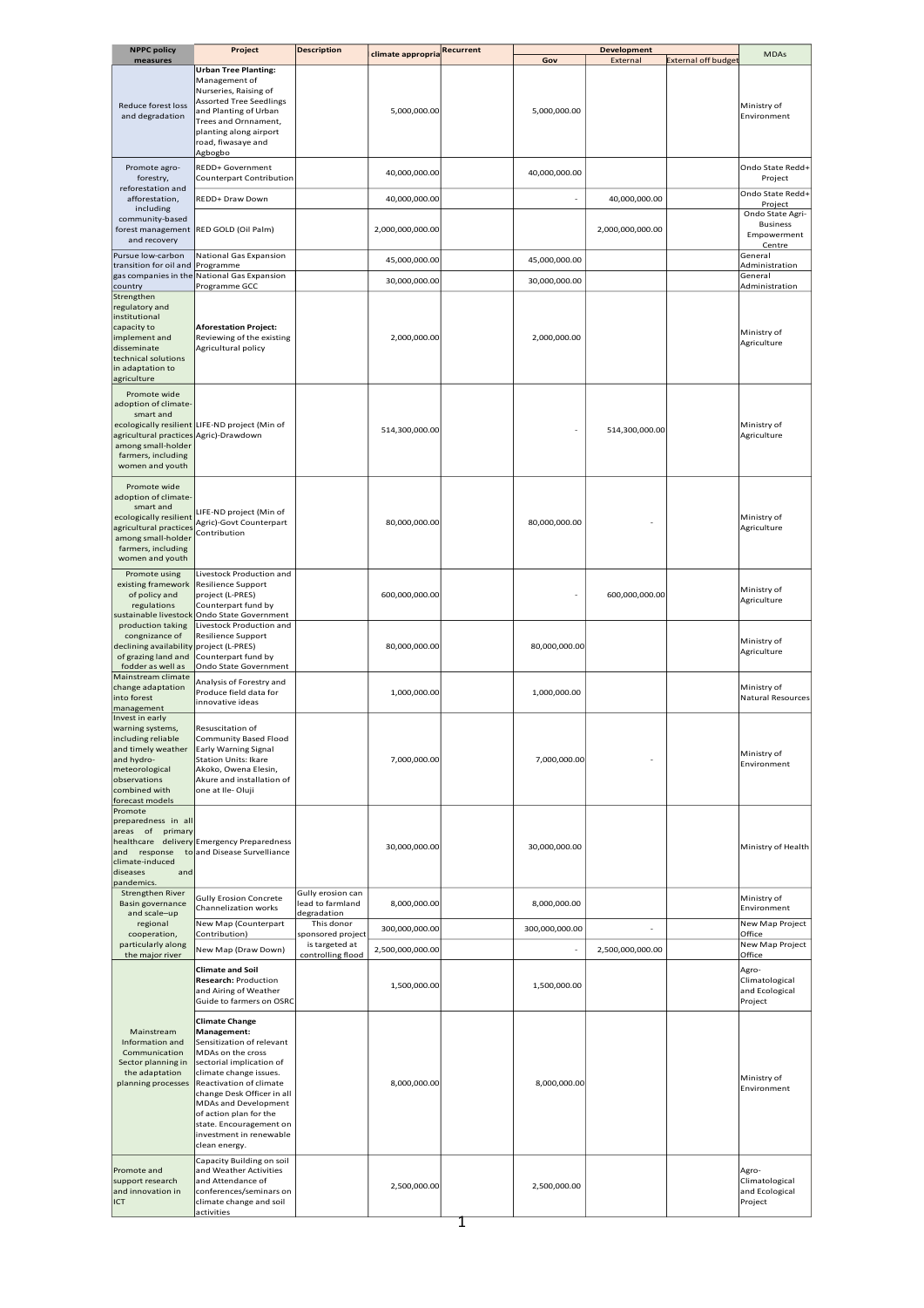| NPPC policy measures | Project | Description | climate appropria | Recurrent | Development | | | MDAs |
|---|---|---|---|---|---|---|---|---|
| | | | | | Gov | External | External off budget | |
| Reduce forest loss and degradation | **Urban Tree Planting:** Management of Nurseries, Raising of Assorted Tree Seedlings and Planting of Urban Trees and Ornnament, planting along airport road, fiwasaye and Agbogbo | | 5,000,000.00 | | 5,000,000.00 | | | Ministry of Environment |
| Promote agro-forestry, reforestation and afforestation, including community-based forest management and recovery | REDD+ Government Counterpart Contribution | | 40,000,000.00 | | 40,000,000.00 | | | Ondo State Redd+ Project |
| | REDD+ Draw Down | | 40,000,000.00 | | - | 40,000,000.00 | | Ondo State Redd+ Project |
| | RED GOLD (Oil Palm) | | 2,000,000,000.00 | | | 2,000,000,000.00 | | Ondo State Agri-Business Empowerment Centre |
| Pursue low-carbon transition for oil and gas companies in the country | National Gas Expansion Programme | | 45,000,000.00 | | 45,000,000.00 | | | General Administration |
| | National Gas Expansion Programme GCC | | 30,000,000.00 | | 30,000,000.00 | | | General Administration |
| Strengthen regulatory and institutional capacity to implement and disseminate technical solutions in adaptation to agriculture | **Aforestation Project:** Reviewing of the existing Agricultural policy | | 2,000,000.00 | | 2,000,000.00 | | | Ministry of Agriculture |
| Promote wide adoption of climate-smart and ecologically resilient agricultural practices among small-holder farmers, including women and youth | LIFE-ND project (Min of Agric)-Drawdown | | 514,300,000.00 | | - | 514,300,000.00 | | Ministry of Agriculture |
| Promote wide adoption of climate-smart and ecologically resilient agricultural practices among small-holder farmers, including women and youth | LIFE-ND project (Min of Agric)-Govt Counterpart Contribution | | 80,000,000.00 | | 80,000,000.00 | - | | Ministry of Agriculture |
| Promote using existing framework of policy and regulations sustainable livestock production taking congnizance of declining availability of grazing land and fodder as well as | Livestock Production and Resilience Support project (L-PRES) Counterpart fund by Ondo State Government | | 600,000,000.00 | | - | 600,000,000.00 | | Ministry of Agriculture |
| | Livestock Production and Resilience Support project (L-PRES) Counterpart fund by Ondo State Government | | 80,000,000.00 | | 80,000,000.00 | | | Ministry of Agriculture |
| Mainstream climate change adaptation into forest management | Analysis of Forestry and Produce field data for innovative ideas | | 1,000,000.00 | | 1,000,000.00 | | | Ministry of Natural Resources |
| Invest in early warning systems, including reliable and timely weather and hydro-meteorological observations combined with forecast models | Resuscitation of Community Based Flood Early Warning Signal Station Units: Ikare Akoko, Owena Elesin, Akure and installation of one at Ile- Oluji | | 7,000,000.00 | | 7,000,000.00 | - | | Ministry of Environment |
| Promote preparedness in all areas of primary healthcare delivery and response to climate-induced diseases and pandemics. | Emergency Preparedness and Disease Survelliance | | 30,000,000.00 | | 30,000,000.00 | | | Ministry of Health |
| Strengthen River Basin governance and scale–up regional cooperation, particularly along the major river | Gully Erosion Concrete Channelization works | Gully erosion can lead to farmland degradation | 8,000,000.00 | | 8,000,000.00 | | | Ministry of Environment |
| | New Map (Counterpart Contribution) | This donor sponsored project | 300,000,000.00 | | 300,000,000.00 | - | | New Map Project Office |
| | New Map (Draw Down) | is targeted at controlling flood | 2,500,000,000.00 | | - | 2,500,000,000.00 | | New Map Project Office |
| Mainstream Information and Communication Sector planning in the adaptation planning processes | **Climate and Soil Research:** Production and Airing of Weather Guide to farmers on OSRC | | 1,500,000.00 | | 1,500,000.00 | | | Agro-Climatological and Ecological Project |
| | **Climate Change Management:** Sensitization of relevant MDAs on the cross sectorial implication of climate change issues. Reactivation of climate change Desk Officer in all MDAs and Development of action plan for the state. Encouragement on investment in renewable clean energy. | | 8,000,000.00 | | 8,000,000.00 | | | Ministry of Environment |
| Promote and support research and innovation in ICT | Capacity Building on soil and Weather Activities and Attendance of conferences/seminars on climate change and soil activities | | 2,500,000.00 | | 2,500,000.00 | | | Agro-Climatological and Ecological Project |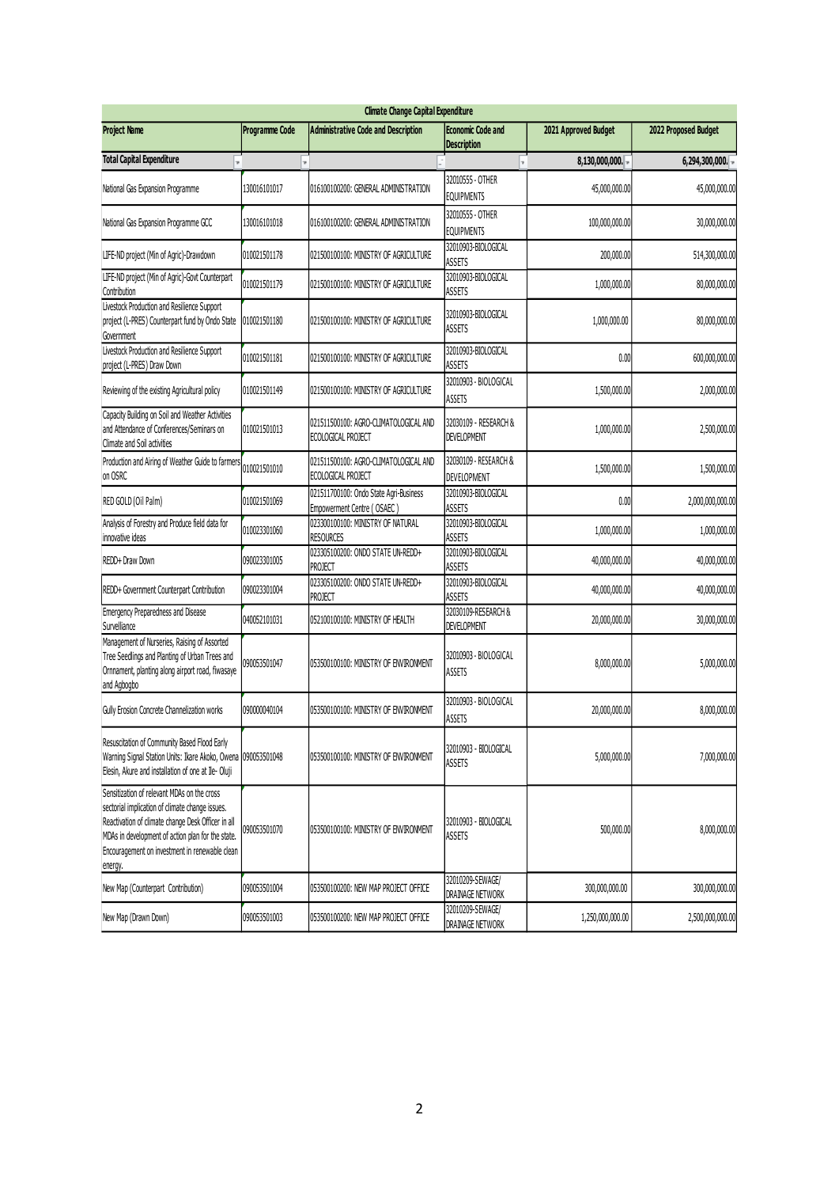| Climate Change Capital Expenditure | | | | | |
|---|---|---|---|---|---|
| **Project Name** | **Programme Code** | **Administrative Code and Description** | **Economic Code and Description** | **2021 Approved Budget** | **2022 Proposed Budget** |
| **Total Capital Expenditure** | | | | **8,130,000,000.** | **6,294,300,000.** |
| National Gas Expansion Programme | 130016101017 | 016100100200: GENERAL ADMINISTRATION | 32010555 - OTHER EQUIPMENTS | 45,000,000.00 | 45,000,000.00 |
| National Gas Expansion Programme GCC | 130016101018 | 016100100200: GENERAL ADMINISTRATION | 32010555 - OTHER EQUIPMENTS | 100,000,000.00 | 30,000,000.00 |
| LIFE-ND project (Min of Agric)-Drawdown | 010021501178 | 021500100100: MINISTRY OF AGRICULTURE | 32010903-BIOLOGICAL ASSETS | 200,000.00 | 514,300,000.00 |
| LIFE-ND project (Min of Agric)-Govt Counterpart Contribution | 010021501179 | 021500100100: MINISTRY OF AGRICULTURE | 32010903-BIOLOGICAL ASSETS | 1,000,000.00 | 80,000,000.00 |
| Livestock Production and Resilience Support project (L-PRES) Counterpart fund by Ondo State Government | 010021501180 | 021500100100: MINISTRY OF AGRICULTURE | 32010903-BIOLOGICAL ASSETS | 1,000,000.00 | 80,000,000.00 |
| Livestock Production and Resilience Support project (L-PRES) Draw Down | 010021501181 | 021500100100: MINISTRY OF AGRICULTURE | 32010903-BIOLOGICAL ASSETS | 0.00 | 600,000,000.00 |
| Reviewing of the existing Agricultural policy | 010021501149 | 021500100100: MINISTRY OF AGRICULTURE | 32010903 - BIOLOGICAL ASSETS | 1,500,000.00 | 2,000,000.00 |
| Capacity Building on Soil and Weather Activities and Attendance of Conferences/Seminars on Climate and Soil activities | 010021501013 | 021511500100: AGRO-CLIMATOLOGICAL AND ECOLOGICAL PROJECT | 32030109 - RESEARCH & DEVELOPMENT | 1,000,000.00 | 2,500,000.00 |
| Production and Airing of Weather Guide to farmers on OSRC | 010021501010 | 021511500100: AGRO-CLIMATOLOGICAL AND ECOLOGICAL PROJECT | 32030109 - RESEARCH & DEVELOPMENT | 1,500,000.00 | 1,500,000.00 |
| RED GOLD (Oil Palm) | 010021501069 | 021511700100: Ondo State Agri-Business Empowerment Centre ( OSAEC ) | 32010903-BIOLOGICAL ASSETS | 0.00 | 2,000,000,000.00 |
| Analysis of Forestry and Produce field data for innovative ideas | 010023301060 | 023300100100: MINISTRY OF NATURAL RESOURCES | 32010903-BIOLOGICAL ASSETS | 1,000,000.00 | 1,000,000.00 |
| REDD+ Draw Down | 090023301005 | 023305100200: ONDO STATE UN-REDD+ PROJECT | 32010903-BIOLOGICAL ASSETS | 40,000,000.00 | 40,000,000.00 |
| REDD+ Government Counterpart Contribution | 090023301004 | 023305100200: ONDO STATE UN-REDD+ PROJECT | 32010903-BIOLOGICAL ASSETS | 40,000,000.00 | 40,000,000.00 |
| Emergency Preparedness and Disease Surveillance | 040052101031 | 052100100100: MINISTRY OF HEALTH | 32030109-RESEARCH & DEVELOPMENT | 20,000,000.00 | 30,000,000.00 |
| Management of Nurseries, Raising of Assorted Tree Seedlings and Planting of Urban Trees and Ornnament, planting along airport road, fiwasaye and Agbogbo | 090053501047 | 053500100100: MINISTRY OF ENVIRONMENT | 32010903 - BIOLOGICAL ASSETS | 8,000,000.00 | 5,000,000.00 |
| Gully Erosion Concrete Channelization works | 090000040104 | 053500100100: MINISTRY OF ENVIRONMENT | 32010903 - BIOLOGICAL ASSETS | 20,000,000.00 | 8,000,000.00 |
| Resuscitation of Community Based Flood Early Warning Signal Station Units: Ikare Akoko, Owena Elesin, Akure and installation of one at Ile- Oluji | 090053501048 | 053500100100: MINISTRY OF ENVIRONMENT | 32010903 - BIOLOGICAL ASSETS | 5,000,000.00 | 7,000,000.00 |
| Sensitization of relevant MDAs on the cross sectorial implication of climate change issues. Reactivation of climate change Desk Officer in all MDAs in development of action plan for the state. Encouragement on investment in renewable clean energy. | 090053501070 | 053500100100: MINISTRY OF ENVIRONMENT | 32010903 - BIOLOGICAL ASSETS | 500,000.00 | 8,000,000.00 |
| New Map (Counterpart Contribution) | 090053501004 | 053500100200: NEW MAP PROJECT OFFICE | 32010209-SEWAGE/ DRAINAGE NETWORK | 300,000,000.00 | 300,000,000.00 |
| New Map (Drawn Down) | 090053501003 | 053500100200: NEW MAP PROJECT OFFICE | 32010209-SEWAGE/ DRAINAGE NETWORK | 1,250,000,000.00 | 2,500,000,000.00 |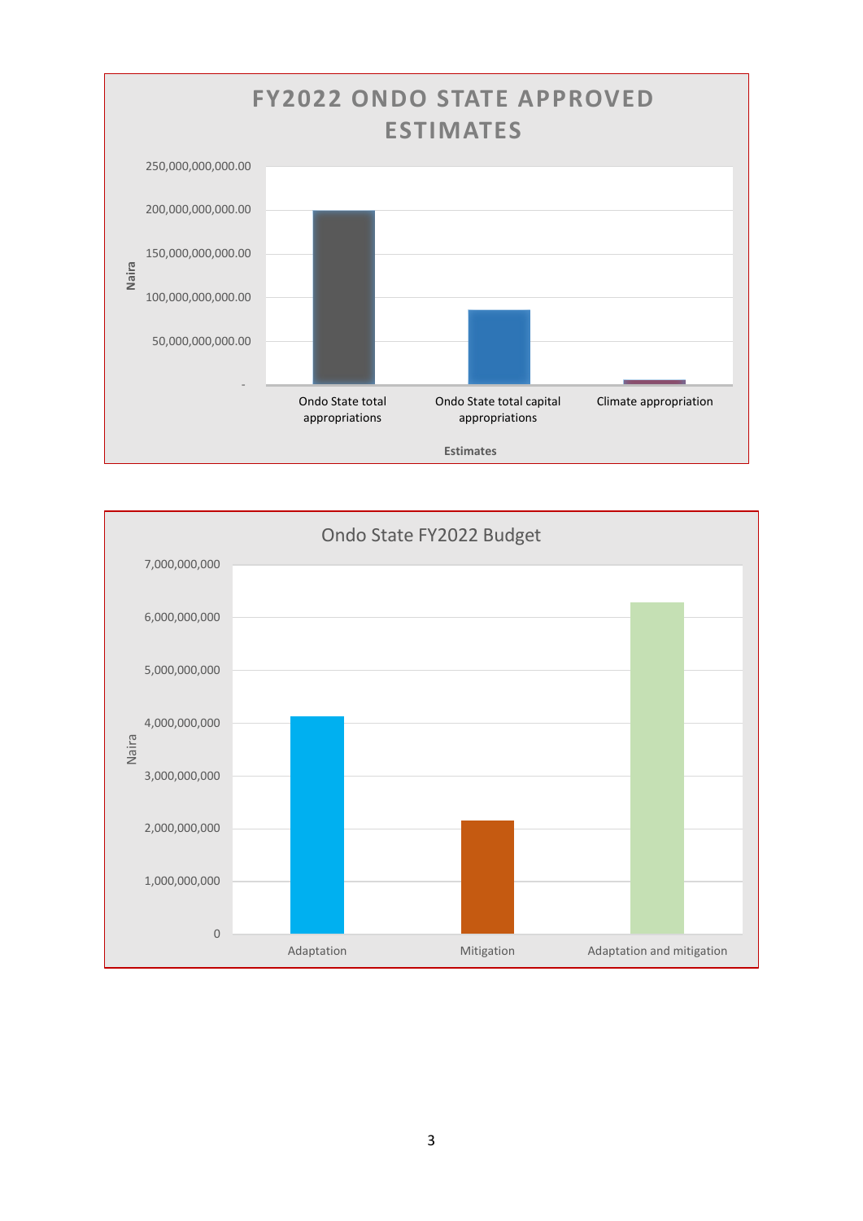FY2022 ONDO STATE APPROVED ESTIMATES

Naira

250,000,000,000.00
200,000,000,000.00
150,000,000,000.00
100,000,000,000.00
50,000,000,000.00
-

Ondo State total appropriations
Ondo State total capital appropriations
Climate appropriation

Estimates

Ondo State FY2022 Budget

Naira

7,000,000,000
6,000,000,000
5,000,000,000
4,000,000,000
3,000,000,000
2,000,000,000
1,000,000,000
0

Adaptation
Mitigation
Adaptation and mitigation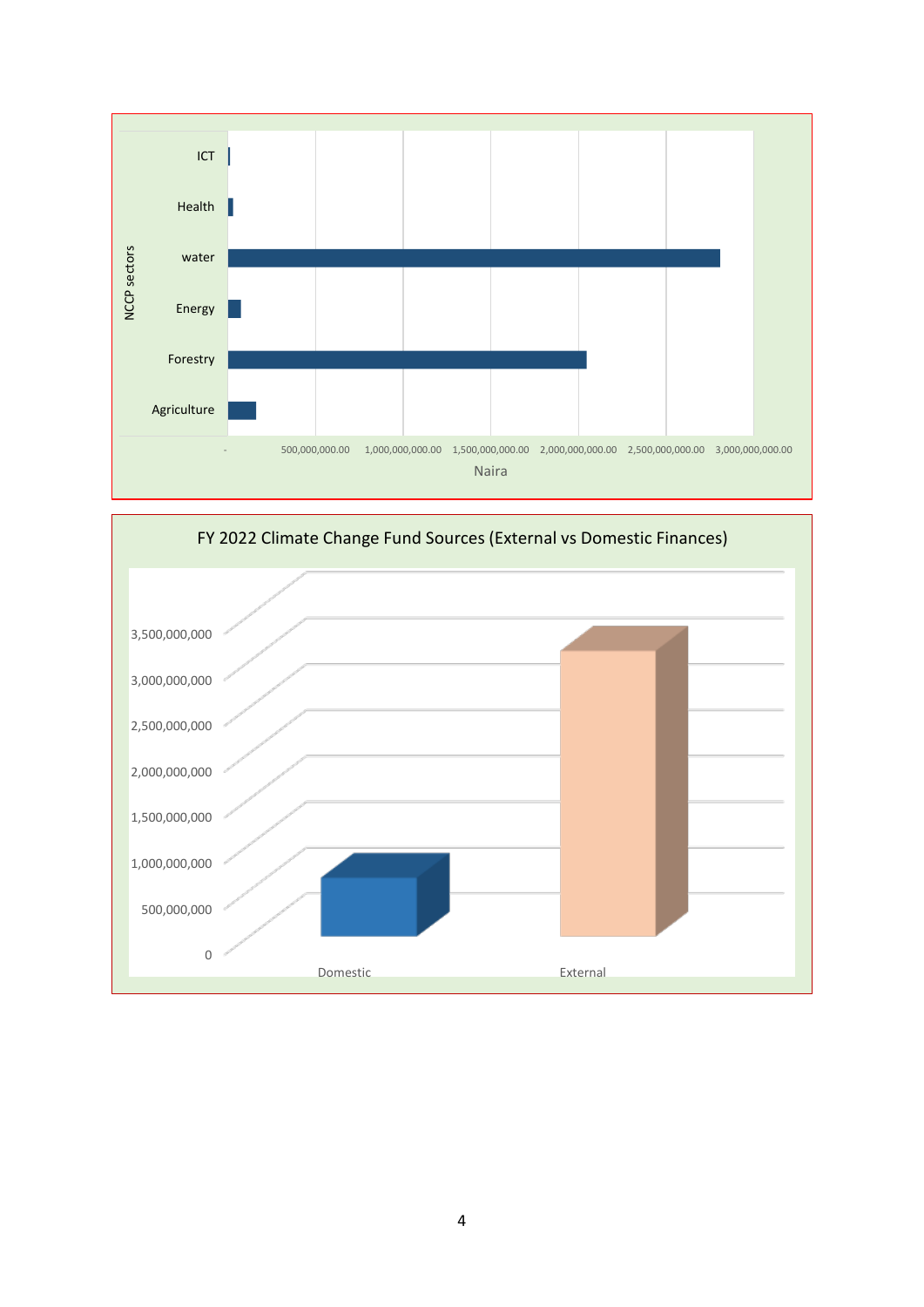NCCP sectors

ICT

Health

water

Energy

Forestry

Agriculture

-

500,000,000.00

1,000,000,000.00

1,500,000,000.00

2,000,000,000.00

2,500,000,000.00

3,000,000,000.00

Naira

FY 2022 Climate Change Fund Sources (External vs Domestic Finances)

3,500,000,000

3,000,000,000

2,500,000,000

2,000,000,000

1,500,000,000

1,000,000,000

500,000,000

0

Domestic

External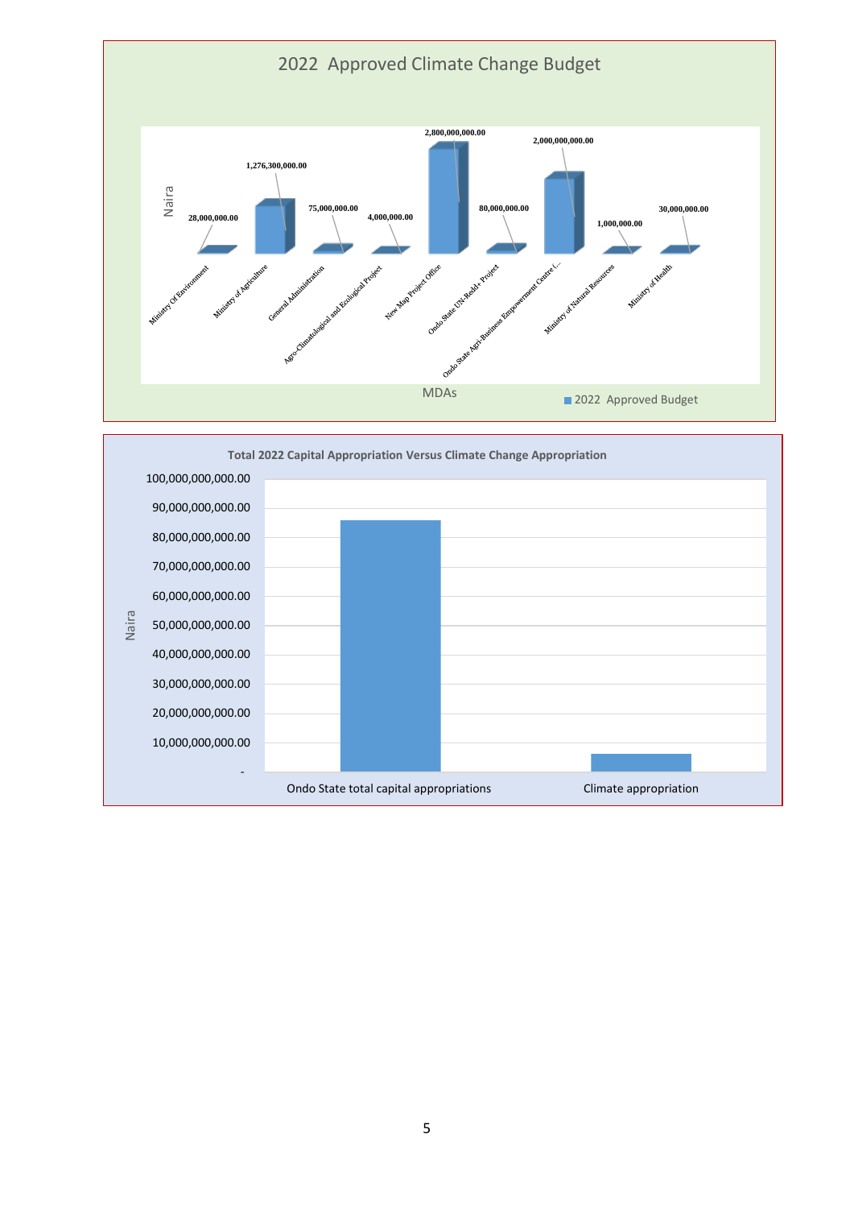2022 Approved Climate Change Budget

Naira

28,000,000.00

1,276,300,000.00

75,000,000.00

4,000,000.00

2,800,000,000.00

80,000,000.00

2,000,000,000.00

1,000,000.00

30,000,000.00

Ministry Of Environment

Ministry of Agriculture

General Administration

Agro-Climatological and Ecological Project

New Map Project Office

Ondo State UN-Redd+ Project

Ondo State Agri-Business Empowerment Centre (...

Ministry of Natural Resources

Ministry of Health

MDAs

2022 Approved Budget

Total 2022 Capital Appropriation Versus Climate Change Appropriation

Naira

100,000,000,000.00

90,000,000,000.00

80,000,000,000.00

70,000,000,000.00

60,000,000,000.00

50,000,000,000.00

40,000,000,000.00

30,000,000,000.00

20,000,000,000.00

10,000,000,000.00

-

Ondo State total capital appropriations

Climate appropriation